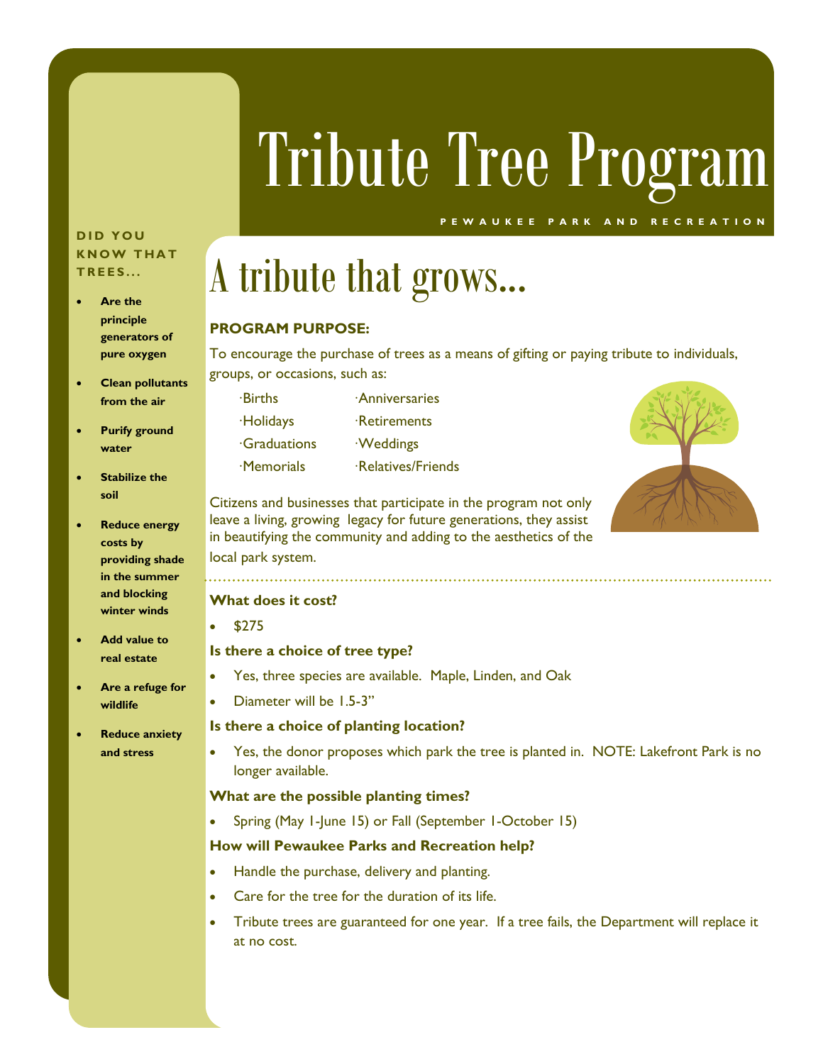# Tribute Tree Program

PEWAUKEE PARK AND RECREATION

## A tribute that grows...

**PROGRAM PURPOSE:**

To encourage the purchase of trees as a means of gifting or paying tribute to individuals, groups, or occasions, such as:

- ·Births
- ·Holidays
- ·Graduations
- ·Memorials
- ·Anniversaries
- ·Retirements
- ·Weddings
- ·Relatives/Friends

Citizens and businesses that participate in the program not only leave a living, growing legacy for future generations, they assist in beautifying the community and adding to the aesthetics of the local park system.

**What does it cost?**

- $275

**Is there a choice of tree type?**

- Yes, three species are available. Maple, Linden, and Oak
- Diameter will be 1.5-3"

**Is there a choice of planting location?**

- Yes, the donor proposes which park the tree is planted in. NOTE: Lakefront Park is no longer available.

**What are the possible planting times?**

- Spring (May 1-June 15) or Fall (September 1-October 15)

**How will Pewaukee Parks and Recreation help?**

- Handle the purchase, delivery and planting.
- Care for the tree for the duration of its life.
- Tribute trees are guaranteed for one year. If a tree fails, the Department will replace it at no cost.

**DID YOU KNOW THAT TREES...**

- **Are the principle generators of pure oxygen**
- **Clean pollutants from the air**
- **Purify ground water**
- **Stabilize the soil**
- **Reduce energy costs by providing shade in the summer and blocking winter winds**
- **Add value to real estate**
- **Are a refuge for wildlife**
- **Reduce anxiety and stress**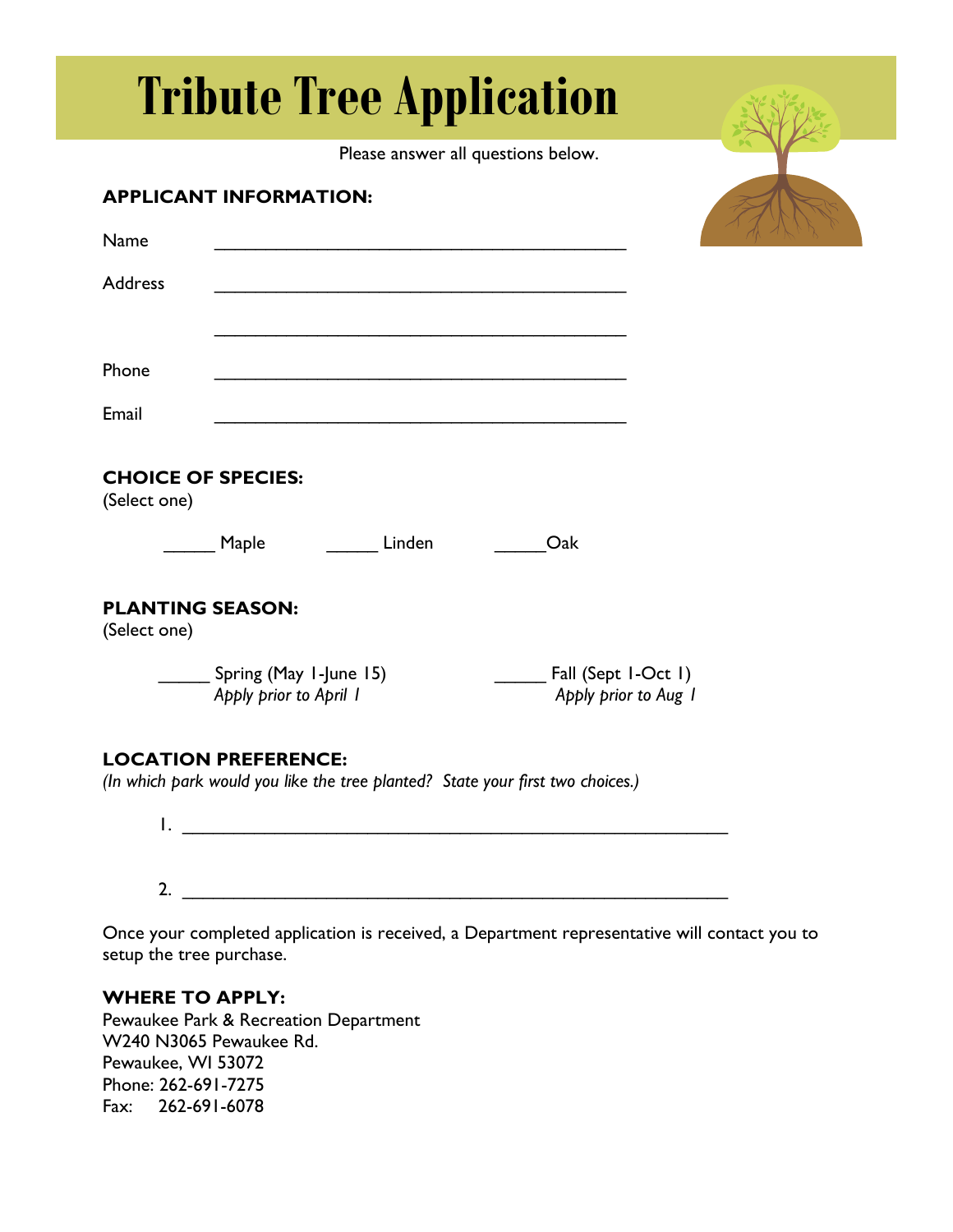# Tribute Tree Application

Please answer all questions below.

**APPLICANT INFORMATION:**

Name ____________________________________________

Address ____________________________________________

____________________________________________

Phone ____________________________________________

Email ____________________________________________

**CHOICE OF SPECIES:**
(Select one)

_____ Maple _____ Linden _____Oak

**PLANTING SEASON:**
(Select one)

_____ Spring (May 1-June 15)
*Apply prior to April 1*

_____ Fall (Sept 1-Oct 1)
*Apply prior to Aug 1*

**LOCATION PREFERENCE:**
*(In which park would you like the tree planted? State your first two choices.)*

1. ____________________________________________________________

2. ____________________________________________________________

Once your completed application is received, a Department representative will contact you to setup the tree purchase.

**WHERE TO APPLY:**
Pewaukee Park & Recreation Department
W240 N3065 Pewaukee Rd.
Pewaukee, WI 53072
Phone: 262-691-7275
Fax: 262-691-6078